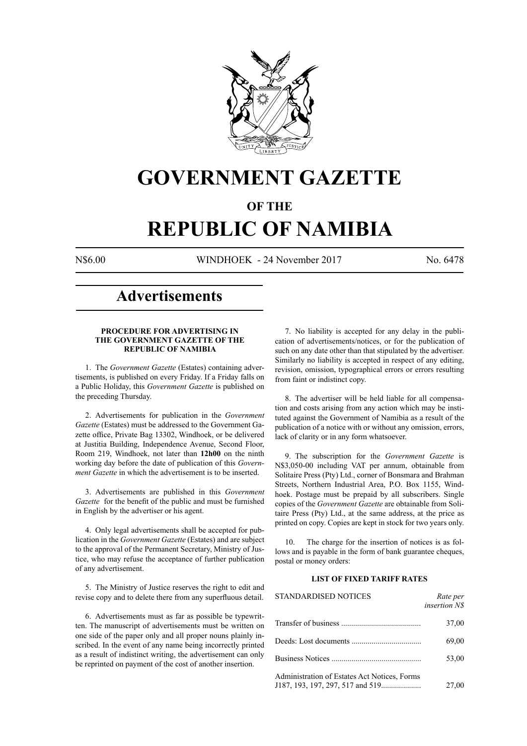# GOVERNMENT GAZETTE

## OF THE

# REPUBLIC OF NAMIBIA

N$6.00 WINDHOEK - 24 November 2017 No. 6478

## Advertisements

### PROCEDURE FOR ADVERTISING IN THE GOVERNMENT GAZETTE OF THE REPUBLIC OF NAMIBIA

1. The *Government Gazette* (Estates) containing advertisements, is published on every Friday. If a Friday falls on a Public Holiday, this *Government Gazette* is published on the preceding Thursday.

2. Advertisements for publication in the *Government Gazette* (Estates) must be addressed to the Government Gazette office, Private Bag 13302, Windhoek, or be delivered at Justitia Building, Independence Avenue, Second Floor, Room 219, Windhoek, not later than **12h00** on the ninth working day before the date of publication of this *Government Gazette* in which the advertisement is to be inserted.

3. Advertisements are published in this *Government Gazette* for the benefit of the public and must be furnished in English by the advertiser or his agent.

4. Only legal advertisements shall be accepted for publication in the *Government Gazette* (Estates) and are subject to the approval of the Permanent Secretary, Ministry of Justice, who may refuse the acceptance of further publication of any advertisement.

5. The Ministry of Justice reserves the right to edit and revise copy and to delete there from any superfluous detail.

6. Advertisements must as far as possible be typewritten. The manuscript of advertisements must be written on one side of the paper only and all proper nouns plainly inscribed. In the event of any name being incorrectly printed as a result of indistinct writing, the advertisement can only be reprinted on payment of the cost of another insertion.

7. No liability is accepted for any delay in the publication of advertisements/notices, or for the publication of such on any date other than that stipulated by the advertiser. Similarly no liability is accepted in respect of any editing, revision, omission, typographical errors or errors resulting from faint or indistinct copy.

8. The advertiser will be held liable for all compensation and costs arising from any action which may be instituted against the Government of Namibia as a result of the publication of a notice with or without any omission, errors, lack of clarity or in any form whatsoever.

9. The subscription for the *Government Gazette* is N$3,050-00 including VAT per annum, obtainable from Solitaire Press (Pty) Ltd., corner of Bonsmara and Brahman Streets, Northern Industrial Area, P.O. Box 1155, Windhoek. Postage must be prepaid by all subscribers. Single copies of the *Government Gazette* are obtainable from Solitaire Press (Pty) Ltd., at the same address, at the price as printed on copy. Copies are kept in stock for two years only.

10. The charge for the insertion of notices is as follows and is payable in the form of bank guarantee cheques, postal or money orders:

### LIST OF FIXED TARIFF RATES

| STANDARDISED NOTICES | *Rate per insertion N$* |
|---|---|
| Transfer of business | 37,00 |
| Deeds: Lost documents | 69,00 |
| Business Notices | 53,00 |
| Administration of Estates Act Notices, Forms J187, 193, 197, 297, 517 and 519 | 27,00 |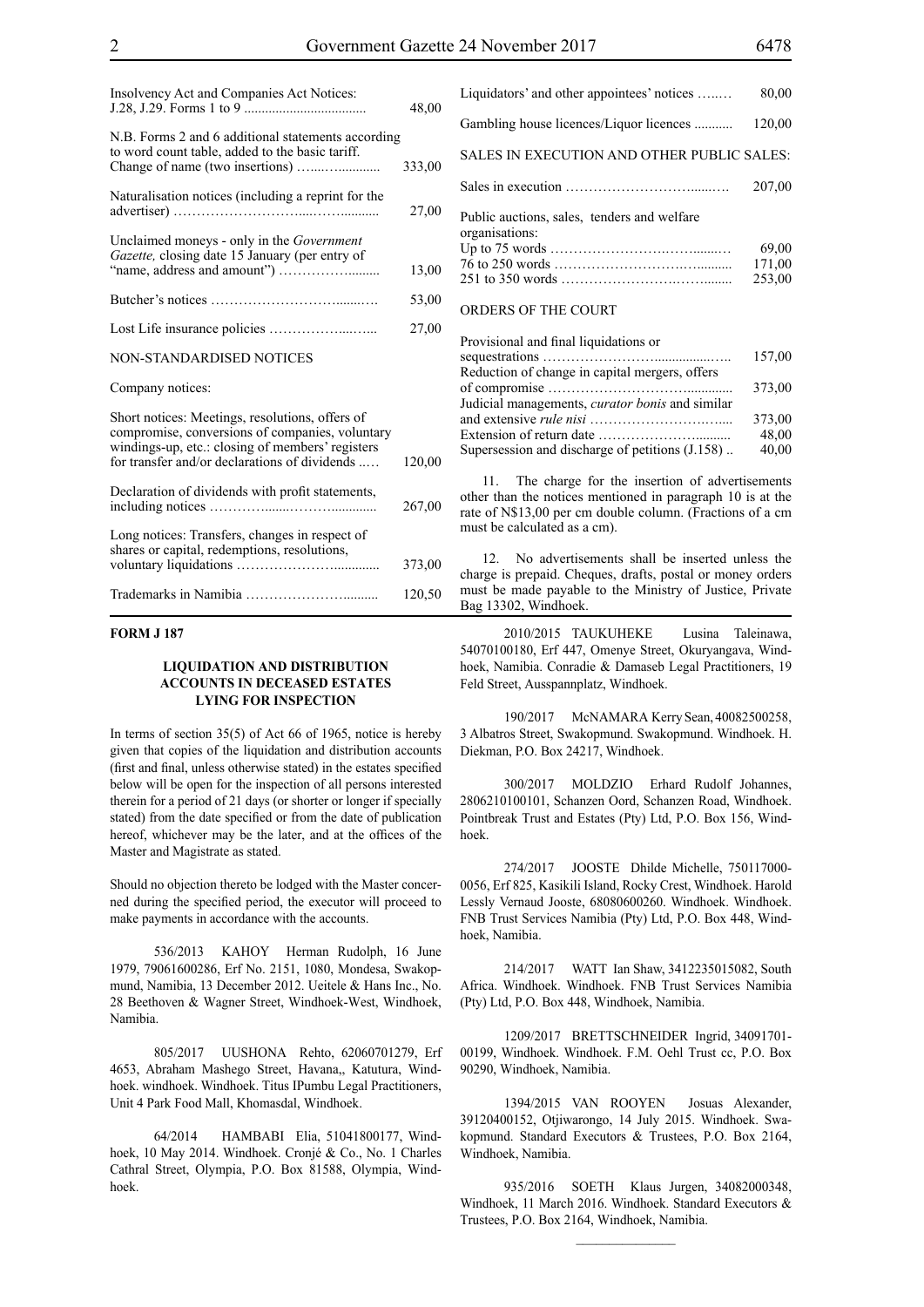| | |
|---|---|
| Insolvency Act and Companies Act Notices: J.28, J.29. Forms 1 to 9 | 48,00 |
| N.B. Forms 2 and 6 additional statements according to word count table, added to the basic tariff. | |
| Change of name (two insertions) | 333,00 |
| Naturalisation notices (including a reprint for the advertiser) | 27,00 |
| Unclaimed moneys - only in the *Government Gazette,* closing date 15 January (per entry of "name, address and amount") | 13,00 |
| Butcher's notices | 53,00 |
| Lost Life insurance policies | 27,00 |

NON-STANDARDISED NOTICES

Company notices:

| | |
|---|---|
| Short notices: Meetings, resolutions, offers of compromise, conversions of companies, voluntary windings-up, etc.: closing of members' registers for transfer and/or declarations of dividends | 120,00 |
| Declaration of dividends with profit statements, including notices | 267,00 |
| Long notices: Transfers, changes in respect of shares or capital, redemptions, resolutions, voluntary liquidations | 373,00 |
| Trademarks in Namibia | 120,50 |
| Liquidators' and other appointees' notices | 80,00 |
| Gambling house licences/Liquor licences | 120,00 |

SALES IN EXECUTION AND OTHER PUBLIC SALES:

| | |
|---|---|
| Sales in execution | 207,00 |
| Public auctions, sales, tenders and welfare organisations: | |
| Up to 75 words | 69,00 |
| 76 to 250 words | 171,00 |
| 251 to 350 words | 253,00 |

ORDERS OF THE COURT

| | |
|---|---|
| Provisional and final liquidations or sequestrations | 157,00 |
| Reduction of change in capital mergers, offers of compromise | 373,00 |
| Judicial managements, *curator bonis* and similar and extensive *rule nisi* | 373,00 |
| Extension of return date | 48,00 |
| Supersession and discharge of petitions (J.158) | 40,00 |

11. The charge for the insertion of advertisements other than the notices mentioned in paragraph 10 is at the rate of N$13,00 per cm double column. (Fractions of a cm must be calculated as a cm).

12. No advertisements shall be inserted unless the charge is prepaid. Cheques, drafts, postal or money orders must be made payable to the Ministry of Justice, Private Bag 13302, Windhoek.

**FORM J 187**

**LIQUIDATION AND DISTRIBUTION ACCOUNTS IN DECEASED ESTATES LYING FOR INSPECTION**

In terms of section 35(5) of Act 66 of 1965, notice is hereby given that copies of the liquidation and distribution accounts (first and final, unless otherwise stated) in the estates specified below will be open for the inspection of all persons interested therein for a period of 21 days (or shorter or longer if specially stated) from the date specified or from the date of publication hereof, whichever may be the later, and at the offices of the Master and Magistrate as stated.

Should no objection thereto be lodged with the Master concerned during the specified period, the executor will proceed to make payments in accordance with the accounts.

536/2013 KAHOY Herman Rudolph, 16 June 1979, 79061600286, Erf No. 2151, 1080, Mondesa, Swakopmund, Namibia, 13 December 2012. Ueitele & Hans Inc., No. 28 Beethoven & Wagner Street, Windhoek-West, Windhoek, Namibia.

805/2017 UUSHONA Rehto, 62060701279, Erf 4653, Abraham Mashego Street, Havana,, Katutura, Windhoek. windhoek. Windhoek. Titus IPumbu Legal Practitioners, Unit 4 Park Food Mall, Khomasdal, Windhoek.

64/2014 HAMBABI Elia, 51041800177, Windhoek, 10 May 2014. Windhoek. Cronjé & Co., No. 1 Charles Cathral Street, Olympia, P.O. Box 81588, Olympia, Windhoek.

2010/2015 TAUKUHEKE Lusina Taleinawa, 54070100180, Erf 447, Omenye Street, Okuryangava, Windhoek, Namibia. Conradie & Damaseb Legal Practitioners, 19 Feld Street, Ausspannplatz, Windhoek.

190/2017 McNAMARA Kerry Sean, 40082500258, 3 Albatros Street, Swakopmund. Swakopmund. Windhoek. H. Diekman, P.O. Box 24217, Windhoek.

300/2017 MOLDZIO Erhard Rudolf Johannes, 2806210100101, Schanzen Oord, Schanzen Road, Windhoek. Pointbreak Trust and Estates (Pty) Ltd, P.O. Box 156, Windhoek.

274/2017 JOOSTE Dhilde Michelle, 750117000-0056, Erf 825, Kasikili Island, Rocky Crest, Windhoek. Harold Lessly Vernaud Jooste, 68080600260. Windhoek. Windhoek. FNB Trust Services Namibia (Pty) Ltd, P.O. Box 448, Windhoek, Namibia.

214/2017 WATT Ian Shaw, 3412235015082, South Africa. Windhoek. Windhoek. FNB Trust Services Namibia (Pty) Ltd, P.O. Box 448, Windhoek, Namibia.

1209/2017 BRETTSCHNEIDER Ingrid, 34091701-00199, Windhoek. Windhoek. F.M. Oehl Trust cc, P.O. Box 90290, Windhoek, Namibia.

1394/2015 VAN ROOYEN Josuas Alexander, 39120400152, Otjiwarongo, 14 July 2015. Windhoek. Swakopmund. Standard Executors & Trustees, P.O. Box 2164, Windhoek, Namibia.

935/2016 SOETH Klaus Jurgen, 34082000348, Windhoek, 11 March 2016. Windhoek. Standard Executors & Trustees, P.O. Box 2164, Windhoek, Namibia.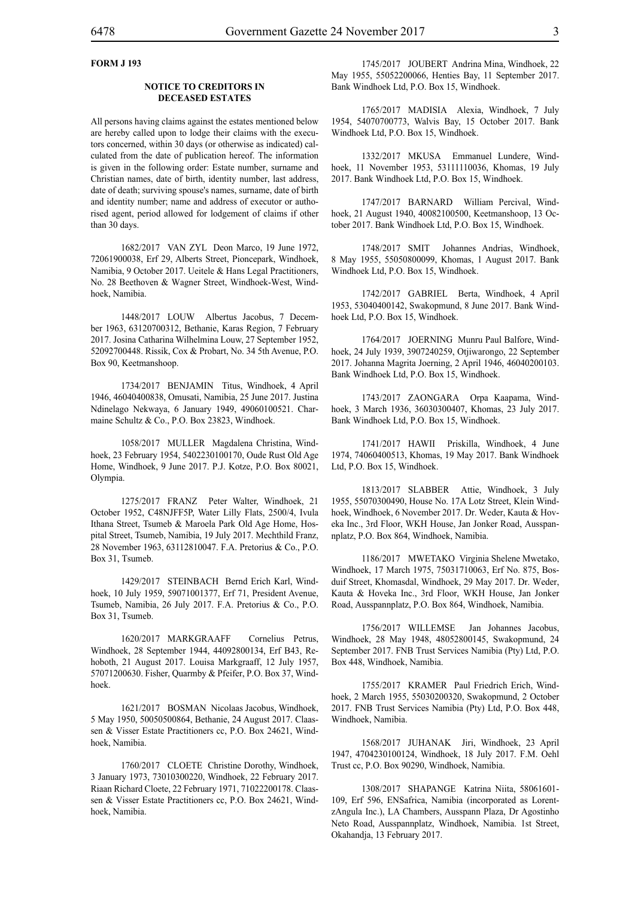**FORM J 193**

**NOTICE TO CREDITORS IN DECEASED ESTATES**

All persons having claims against the estates mentioned below are hereby called upon to lodge their claims with the executors concerned, within 30 days (or otherwise as indicated) calculated from the date of publication hereof. The information is given in the following order: Estate number, surname and Christian names, date of birth, identity number, last address, date of death; surviving spouse's names, surname, date of birth and identity number; name and address of executor or authorised agent, period allowed for lodgement of claims if other than 30 days.

1682/2017 VAN ZYL Deon Marco, 19 June 1972, 72061900038, Erf 29, Alberts Street, Pioncepark, Windhoek, Namibia, 9 October 2017. Ueitele & Hans Legal Practitioners, No. 28 Beethoven & Wagner Street, Windhoek-West, Windhoek, Namibia.

1448/2017 LOUW Albertus Jacobus, 7 December 1963, 63120700312, Bethanie, Karas Region, 7 February 2017. Josina Catharina Wilhelmina Louw, 27 September 1952, 52092700448. Rissik, Cox & Probart, No. 34 5th Avenue, P.O. Box 90, Keetmanshoop.

1734/2017 BENJAMIN Titus, Windhoek, 4 April 1946, 46040400838, Omusati, Namibia, 25 June 2017. Justina Ndinelago Nekwaya, 6 January 1949, 49060100521. Charmaine Schultz & Co., P.O. Box 23823, Windhoek.

1058/2017 MULLER Magdalena Christina, Windhoek, 23 February 1954, 5402230100170, Oude Rust Old Age Home, Windhoek, 9 June 2017. P.J. Kotze, P.O. Box 80021, Olympia.

1275/2017 FRANZ Peter Walter, Windhoek, 21 October 1952, C48NJFF5P, Water Lilly Flats, 2500/4, Ivula Ithana Street, Tsumeb & Maroela Park Old Age Home, Hospital Street, Tsumeb, Namibia, 19 July 2017. Mechthild Franz, 28 November 1963, 63112810047. F.A. Pretorius & Co., P.O. Box 31, Tsumeb.

1429/2017 STEINBACH Bernd Erich Karl, Windhoek, 10 July 1959, 59071001377, Erf 71, President Avenue, Tsumeb, Namibia, 26 July 2017. F.A. Pretorius & Co., P.O. Box 31, Tsumeb.

1620/2017 MARKGRAAFF Cornelius Petrus, Windhoek, 28 September 1944, 44092800134, Erf B43, Rehoboth, 21 August 2017. Louisa Markgraaff, 12 July 1957, 57071200630. Fisher, Quarmby & Pfeifer, P.O. Box 37, Windhoek.

1621/2017 BOSMAN Nicolaas Jacobus, Windhoek, 5 May 1950, 50050500864, Bethanie, 24 August 2017. Claassen & Visser Estate Practitioners cc, P.O. Box 24621, Windhoek, Namibia.

1760/2017 CLOETE Christine Dorothy, Windhoek, 3 January 1973, 73010300220, Windhoek, 22 February 2017. Riaan Richard Cloete, 22 February 1971, 71022200178. Claassen & Visser Estate Practitioners cc, P.O. Box 24621, Windhoek, Namibia.

1745/2017 JOUBERT Andrina Mina, Windhoek, 22 May 1955, 55052200066, Henties Bay, 11 September 2017. Bank Windhoek Ltd, P.O. Box 15, Windhoek.

1765/2017 MADISIA Alexia, Windhoek, 7 July 1954, 54070700773, Walvis Bay, 15 October 2017. Bank Windhoek Ltd, P.O. Box 15, Windhoek.

1332/2017 MKUSA Emmanuel Lundere, Windhoek, 11 November 1953, 53111110036, Khomas, 19 July 2017. Bank Windhoek Ltd, P.O. Box 15, Windhoek.

1747/2017 BARNARD William Percival, Windhoek, 21 August 1940, 40082100500, Keetmanshoop, 13 October 2017. Bank Windhoek Ltd, P.O. Box 15, Windhoek.

1748/2017 SMIT Johannes Andrias, Windhoek, 8 May 1955, 55050800099, Khomas, 1 August 2017. Bank Windhoek Ltd, P.O. Box 15, Windhoek.

1742/2017 GABRIEL Berta, Windhoek, 4 April 1953, 53040400142, Swakopmund, 8 June 2017. Bank Windhoek Ltd, P.O. Box 15, Windhoek.

1764/2017 JOERNING Munru Paul Balfore, Windhoek, 24 July 1939, 3907240259, Otjiwarongo, 22 September 2017. Johanna Magrita Joerning, 2 April 1946, 46040200103. Bank Windhoek Ltd, P.O. Box 15, Windhoek.

1743/2017 ZAONGARA Orpa Kaapama, Windhoek, 3 March 1936, 36030300407, Khomas, 23 July 2017. Bank Windhoek Ltd, P.O. Box 15, Windhoek.

1741/2017 HAWII Priskilla, Windhoek, 4 June 1974, 74060400513, Khomas, 19 May 2017. Bank Windhoek Ltd, P.O. Box 15, Windhoek.

1813/2017 SLABBER Attie, Windhoek, 3 July 1955, 55070300490, House No. 17A Lotz Street, Klein Windhoek, Windhoek, 6 November 2017. Dr. Weder, Kauta & Hoveka Inc., 3rd Floor, WKH House, Jan Jonker Road, Ausspannplatz, P.O. Box 864, Windhoek, Namibia.

1186/2017 MWETAKO Virginia Shelene Mwetako, Windhoek, 17 March 1975, 75031710063, Erf No. 875, Bosduif Street, Khomasdal, Windhoek, 29 May 2017. Dr. Weder, Kauta & Hoveka Inc., 3rd Floor, WKH House, Jan Jonker Road, Ausspannplatz, P.O. Box 864, Windhoek, Namibia.

1756/2017 WILLEMSE Jan Johannes Jacobus, Windhoek, 28 May 1948, 48052800145, Swakopmund, 24 September 2017. FNB Trust Services Namibia (Pty) Ltd, P.O. Box 448, Windhoek, Namibia.

1755/2017 KRAMER Paul Friedrich Erich, Windhoek, 2 March 1955, 55030200320, Swakopmund, 2 October 2017. FNB Trust Services Namibia (Pty) Ltd, P.O. Box 448, Windhoek, Namibia.

1568/2017 JUHANAK Jiri, Windhoek, 23 April 1947, 4704230100124, Windhoek, 18 July 2017. F.M. Oehl Trust cc, P.O. Box 90290, Windhoek, Namibia.

1308/2017 SHAPANGE Katrina Niita, 58061601-109, Erf 596, ENSafrica, Namibia (incorporated as LorentzAngula Inc.), LA Chambers, Ausspann Plaza, Dr Agostinho Neto Road, Ausspannplatz, Windhoek, Namibia. 1st Street, Okahandja, 13 February 2017.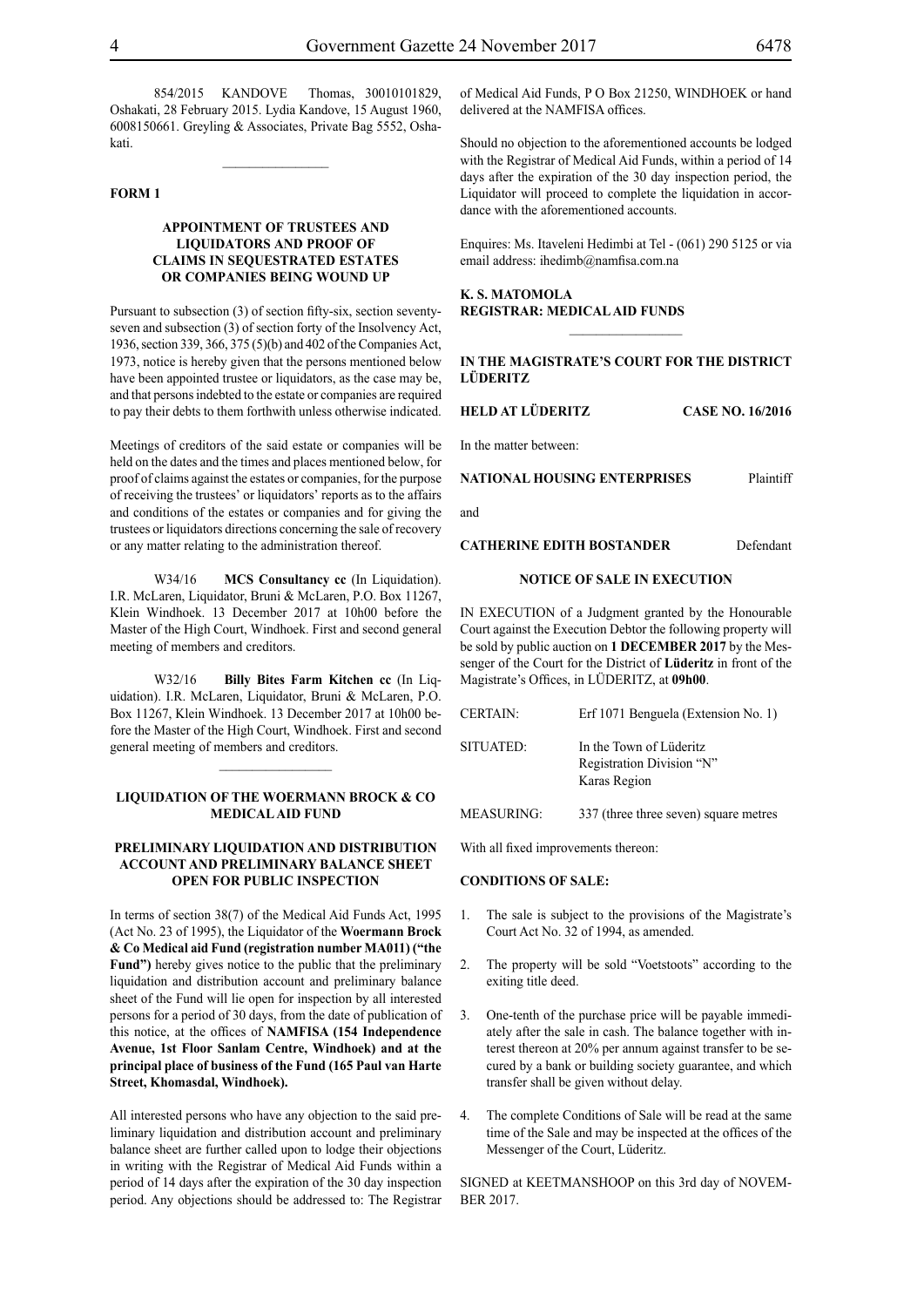854/2015 KANDOVE Thomas, 30010101829, Oshakati, 28 February 2015. Lydia Kandove, 15 August 1960, 6008150661. Greyling & Associates, Private Bag 5552, Oshakati.

---

**FORM 1**

**APPOINTMENT OF TRUSTEES AND LIQUIDATORS AND PROOF OF CLAIMS IN SEQUESTRATED ESTATES OR COMPANIES BEING WOUND UP**

Pursuant to subsection (3) of section fifty-six, section seventy-seven and subsection (3) of section forty of the Insolvency Act, 1936, section 339, 366, 375 (5)(b) and 402 of the Companies Act, 1973, notice is hereby given that the persons mentioned below have been appointed trustee or liquidators, as the case may be, and that persons indebted to the estate or companies are required to pay their debts to them forthwith unless otherwise indicated.

Meetings of creditors of the said estate or companies will be held on the dates and the times and places mentioned below, for proof of claims against the estates or companies, for the purpose of receiving the trustees' or liquidators' reports as to the affairs and conditions of the estates or companies and for giving the trustees or liquidators directions concerning the sale of recovery or any matter relating to the administration thereof.

W34/16 **MCS Consultancy cc** (In Liquidation). I.R. McLaren, Liquidator, Bruni & McLaren, P.O. Box 11267, Klein Windhoek. 13 December 2017 at 10h00 before the Master of the High Court, Windhoek. First and second general meeting of members and creditors.

W32/16 **Billy Bites Farm Kitchen cc** (In Liquidation). I.R. McLaren, Liquidator, Bruni & McLaren, P.O. Box 11267, Klein Windhoek. 13 December 2017 at 10h00 before the Master of the High Court, Windhoek. First and second general meeting of members and creditors.

---

**LIQUIDATION OF THE WOERMANN BROCK & CO MEDICAL AID FUND**

**PRELIMINARY LIQUIDATION AND DISTRIBUTION ACCOUNT AND PRELIMINARY BALANCE SHEET OPEN FOR PUBLIC INSPECTION**

In terms of section 38(7) of the Medical Aid Funds Act, 1995 (Act No. 23 of 1995), the Liquidator of the **Woermann Brock & Co Medical aid Fund (registration number MA011) ("the Fund")** hereby gives notice to the public that the preliminary liquidation and distribution account and preliminary balance sheet of the Fund will lie open for inspection by all interested persons for a period of 30 days, from the date of publication of this notice, at the offices of **NAMFISA (154 Independence Avenue, 1st Floor Sanlam Centre, Windhoek) and at the principal place of business of the Fund (165 Paul van Harte Street, Khomasdal, Windhoek).**

All interested persons who have any objection to the said preliminary liquidation and distribution account and preliminary balance sheet are further called upon to lodge their objections in writing with the Registrar of Medical Aid Funds within a period of 14 days after the expiration of the 30 day inspection period. Any objections should be addressed to: The Registrar of Medical Aid Funds, P O Box 21250, WINDHOEK or hand delivered at the NAMFISA offices.

Should no objection to the aforementioned accounts be lodged with the Registrar of Medical Aid Funds, within a period of 14 days after the expiration of the 30 day inspection period, the Liquidator will proceed to complete the liquidation in accordance with the aforementioned accounts.

Enquires: Ms. Itaveleni Hedimbi at Tel - (061) 290 5125 or via email address: ihedimb@namfisa.com.na

**K. S. MATOMOLA**
**REGISTRAR: MEDICAL AID FUNDS**

---

**IN THE MAGISTRATE'S COURT FOR THE DISTRICT LÜDERITZ**

**HELD AT LÜDERITZ** **CASE NO. 16/2016**

In the matter between:

**NATIONAL HOUSING ENTERPRISES** Plaintiff

and

**CATHERINE EDITH BOSTANDER** Defendant

**NOTICE OF SALE IN EXECUTION**

IN EXECUTION of a Judgment granted by the Honourable Court against the Execution Debtor the following property will be sold by public auction on **1 DECEMBER 2017** by the Messenger of the Court for the District of **Lüderitz** in front of the Magistrate's Offices, in LÜDERITZ, at **09h00**.

| | |
|---|---|
| CERTAIN: | Erf 1071 Benguela (Extension No. 1) |
| SITUATED: | In the Town of Lüderitz<br>Registration Division "N"<br>Karas Region |
| MEASURING: | 337 (three three seven) square metres |

With all fixed improvements thereon:

**CONDITIONS OF SALE:**

1. The sale is subject to the provisions of the Magistrate's Court Act No. 32 of 1994, as amended.
2. The property will be sold "Voetstoots" according to the exiting title deed.
3. One-tenth of the purchase price will be payable immediately after the sale in cash. The balance together with interest thereon at 20% per annum against transfer to be secured by a bank or building society guarantee, and which transfer shall be given without delay.
4. The complete Conditions of Sale will be read at the same time of the Sale and may be inspected at the offices of the Messenger of the Court, Lüderitz.

SIGNED at KEETMANSHOOP on this 3rd day of NOVEMBER 2017.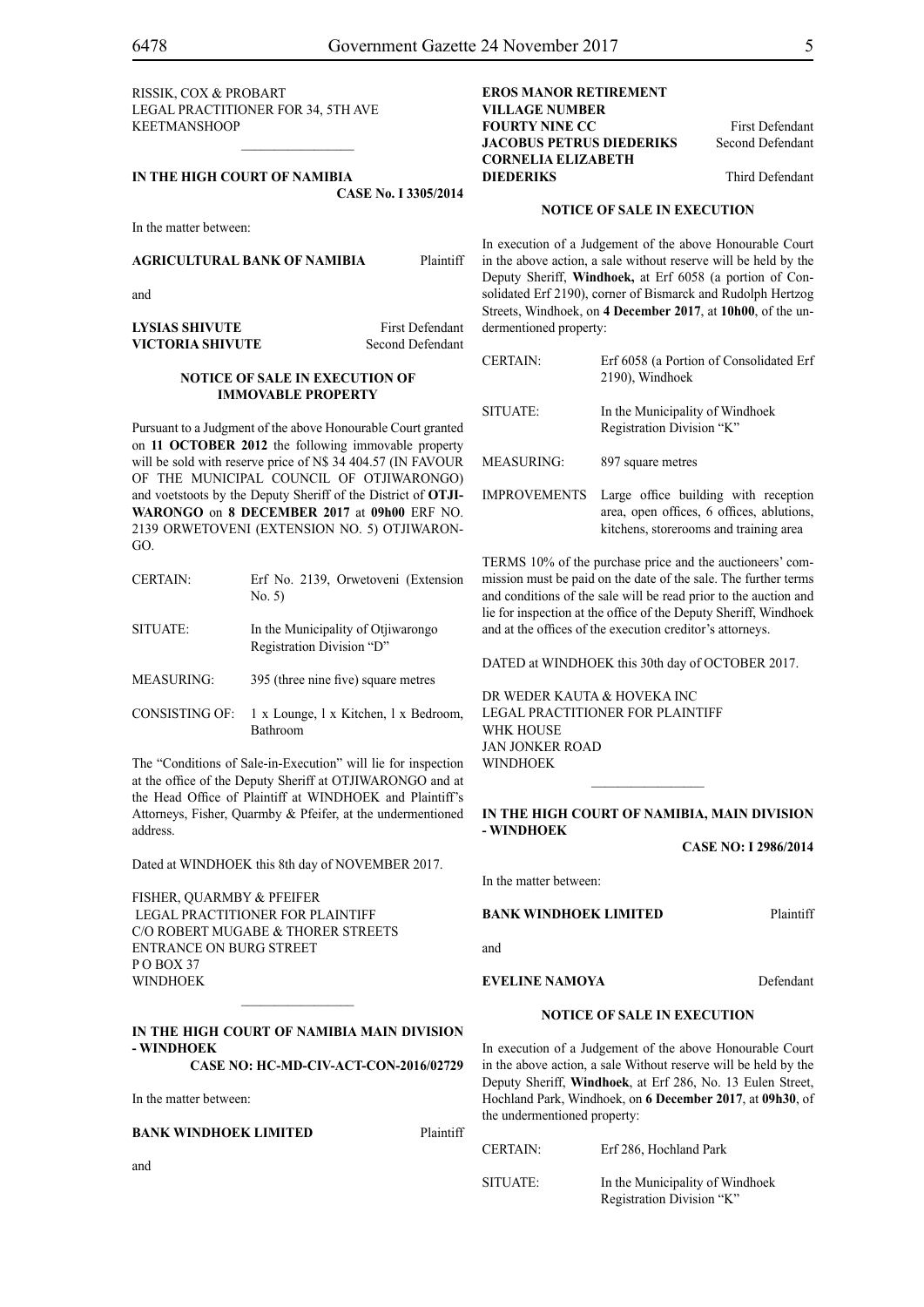RISSIK, COX & PROBART
LEGAL PRACTITIONER FOR 34, 5TH AVE
KEETMANSHOOP

________________

**IN THE HIGH COURT OF NAMIBIA**
**CASE No. I 3305/2014**

In the matter between:

**AGRICULTURAL BANK OF NAMIBIA** Plaintiff

and

**LYSIAS SHIVUTE** First Defendant
**VICTORIA SHIVUTE** Second Defendant

**NOTICE OF SALE IN EXECUTION OF IMMOVABLE PROPERTY**

Pursuant to a Judgment of the above Honourable Court granted on **11 OCTOBER 2012** the following immovable property will be sold with reserve price of N$ 34 404.57 (IN FAVOUR OF THE MUNICIPAL COUNCIL OF OTJIWARONGO) and voetstoots by the Deputy Sheriff of the District of **OTJIWARONGO** on **8 DECEMBER 2017** at **09h00** ERF NO. 2139 ORWETOVENI (EXTENSION NO. 5) OTJIWARONGO.

| | |
|---|---|
| CERTAIN: | Erf No. 2139, Orwetoveni (Extension No. 5) |
| SITUATE: | In the Municipality of Otjiwarongo Registration Division "D" |
| MEASURING: | 395 (three nine five) square metres |
| CONSISTING OF: | 1 x Lounge, l x Kitchen, l x Bedroom, Bathroom |

The "Conditions of Sale-in-Execution" will lie for inspection at the office of the Deputy Sheriff at OTJIWARONGO and at the Head Office of Plaintiff at WINDHOEK and Plaintiff's Attorneys, Fisher, Quarmby & Pfeifer, at the undermentioned address.

Dated at WINDHOEK this 8th day of NOVEMBER 2017.

FISHER, QUARMBY & PFEIFER
LEGAL PRACTITIONER FOR PLAINTIFF
C/O ROBERT MUGABE & THORER STREETS
ENTRANCE ON BURG STREET
P O BOX 37
WINDHOEK

________________

**IN THE HIGH COURT OF NAMIBIA MAIN DIVISION - WINDHOEK**
**CASE NO: HC-MD-CIV-ACT-CON-2016/02729**

In the matter between:

**BANK WINDHOEK LIMITED** Plaintiff

and

**EROS MANOR RETIREMENT VILLAGE NUMBER FOURTY NINE CC** First Defendant
**JACOBUS PETRUS DIEDERIKS** Second Defendant
**CORNELIA ELIZABETH DIEDERIKS** Third Defendant

**NOTICE OF SALE IN EXECUTION**

In execution of a Judgement of the above Honourable Court in the above action, a sale without reserve will be held by the Deputy Sheriff, **Windhoek,** at Erf 6058 (a portion of Consolidated Erf 2190), corner of Bismarck and Rudolph Hertzog Streets, Windhoek, on **4 December 2017**, at **10h00**, of the undermentioned property:

| | |
|---|---|
| CERTAIN: | Erf 6058 (a Portion of Consolidated Erf 2190), Windhoek |
| SITUATE: | In the Municipality of Windhoek Registration Division "K" |
| MEASURING: | 897 square metres |
| IMPROVEMENTS | Large office building with reception area, open offices, 6 offices, ablutions, kitchens, storerooms and training area |

TERMS 10% of the purchase price and the auctioneers' commission must be paid on the date of the sale. The further terms and conditions of the sale will be read prior to the auction and lie for inspection at the office of the Deputy Sheriff, Windhoek and at the offices of the execution creditor's attorneys.

DATED at WINDHOEK this 30th day of OCTOBER 2017.

DR WEDER KAUTA & HOVEKA INC
LEGAL PRACTITIONER FOR PLAINTIFF
WHK HOUSE
JAN JONKER ROAD
WINDHOEK

________________

**IN THE HIGH COURT OF NAMIBIA, MAIN DIVISION - WINDHOEK**
**CASE NO: I 2986/2014**

In the matter between:

**BANK WINDHOEK LIMITED** Plaintiff

and

**EVELINE NAMOYA** Defendant

**NOTICE OF SALE IN EXECUTION**

In execution of a Judgement of the above Honourable Court in the above action, a sale Without reserve will be held by the Deputy Sheriff, **Windhoek**, at Erf 286, No. 13 Eulen Street, Hochland Park, Windhoek, on **6 December 2017**, at **09h30**, of the undermentioned property:

| | |
|---|---|
| CERTAIN: | Erf 286, Hochland Park |
| SITUATE: | In the Municipality of Windhoek Registration Division "K" |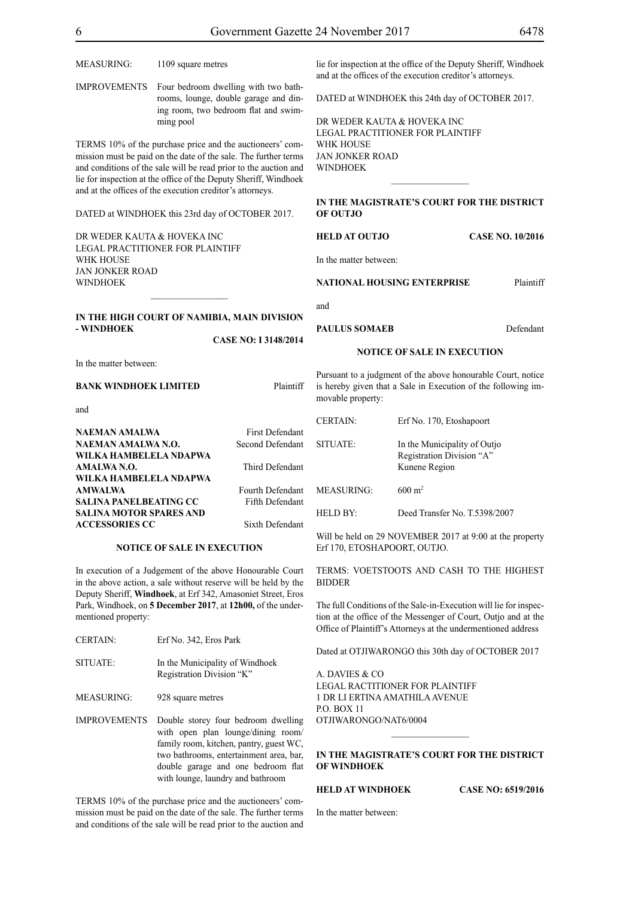| | |
|---|---|
| MEASURING: | 1109 square metres |
| IMPROVEMENTS | Four bedroom dwelling with two bathrooms, lounge, double garage and dining room, two bedroom flat and swimming pool |

TERMS 10% of the purchase price and the auctioneers' commission must be paid on the date of the sale. The further terms and conditions of the sale will be read prior to the auction and lie for inspection at the office of the Deputy Sheriff, Windhoek and at the offices of the execution creditor's attorneys.

DATED at WINDHOEK this 23rd day of OCTOBER 2017.

DR WEDER KAUTA & HOVEKA INC
LEGAL PRACTITIONER FOR PLAINTIFF
WHK HOUSE
JAN JONKER ROAD
WINDHOEK

---

**IN THE HIGH COURT OF NAMIBIA, MAIN DIVISION - WINDHOEK**

**CASE NO: I 3148/2014**

In the matter between:

**BANK WINDHOEK LIMITED** Plaintiff

and

| | |
|---|---|
| **NAEMAN AMALWA** | First Defendant |
| **NAEMAN AMALWA N.O.** | Second Defendant |
| **WILKA HAMBELELA NDAPWA AMALWA N.O.** | Third Defendant |
| **WILKA HAMBELELA NDAPWA AMWALWA** | Fourth Defendant |
| **SALINA PANELBEATING CC** | Fifth Defendant |
| **SALINA MOTOR SPARES AND ACCESSORIES CC** | Sixth Defendant |

**NOTICE OF SALE IN EXECUTION**

In execution of a Judgement of the above Honourable Court in the above action, a sale without reserve will be held by the Deputy Sheriff, **Windhoek**, at Erf 342, Amasoniet Street, Eros Park, Windhoek, on **5 December 2017**, at **12h00,** of the undermentioned property:

| | |
|---|---|
| CERTAIN: | Erf No. 342, Eros Park |
| SITUATE: | In the Municipality of Windhoek Registration Division "K" |
| MEASURING: | 928 square metres |
| IMPROVEMENTS | Double storey four bedroom dwelling with open plan lounge/dining room/ family room, kitchen, pantry, guest WC, two bathrooms, entertainment area, bar, double garage and one bedroom flat with lounge, laundry and bathroom |

TERMS 10% of the purchase price and the auctioneers' commission must be paid on the date of the sale. The further terms and conditions of the sale will be read prior to the auction and lie for inspection at the office of the Deputy Sheriff, Windhoek and at the offices of the execution creditor's attorneys.

DATED at WINDHOEK this 24th day of OCTOBER 2017.

DR WEDER KAUTA & HOVEKA INC
LEGAL PRACTITIONER FOR PLAINTIFF
WHK HOUSE
JAN JONKER ROAD
WINDHOEK

---

**IN THE MAGISTRATE'S COURT FOR THE DISTRICT OF OUTJO**

**HELD AT OUTJO** **CASE NO. 10/2016**

In the matter between:

**NATIONAL HOUSING ENTERPRISE** Plaintiff

and

**PAULUS SOMAEB** Defendant

**NOTICE OF SALE IN EXECUTION**

Pursuant to a judgment of the above honourable Court, notice is hereby given that a Sale in Execution of the following immovable property:

| | |
|---|---|
| CERTAIN: | Erf No. 170, Etoshapoort |
| SITUATE: | In the Municipality of Outjo Registration Division "A" Kunene Region |
| MEASURING: | 600 m$^2$ |
| HELD BY: | Deed Transfer No. T.5398/2007 |

Will be held on 29 NOVEMBER 2017 at 9:00 at the property Erf 170, ETOSHAPOORT, OUTJO.

TERMS: VOETSTOOTS AND CASH TO THE HIGHEST BIDDER

The full Conditions of the Sale-in-Execution will lie for inspection at the office of the Messenger of Court, Outjo and at the Office of Plaintiff's Attorneys at the undermentioned address

Dated at OTJIWARONGO this 30th day of OCTOBER 2017

A. DAVIES & CO
LEGAL RACTITIONER FOR PLAINTIFF
1 DR LI ERTINA AMATHILA AVENUE
P.O. BOX 11
OTJIWARONGO/NAT6/0004

---

**IN THE MAGISTRATE'S COURT FOR THE DISTRICT OF WINDHOEK**

**HELD AT WINDHOEK** **CASE NO: 6519/2016**

In the matter between: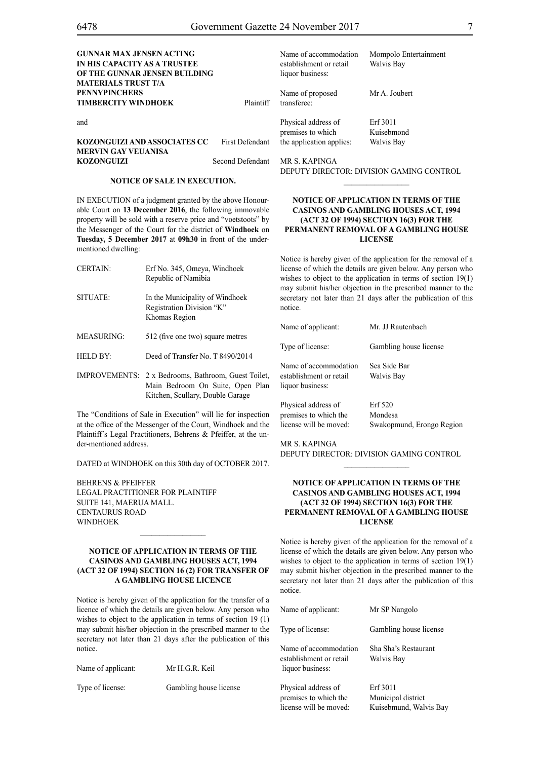**GUNNAR MAX JENSEN ACTING IN HIS CAPACITY AS A TRUSTEE OF THE GUNNAR JENSEN BUILDING MATERIALS TRUST T/A PENNYPINCHERS TIMBERCITY WINDHOEK** Plaintiff

and

**KOZONGUIZI AND ASSOCIATES CC** First Defendant
**MERVIN GAY VEUANISA KOZONGUIZI** Second Defendant

**NOTICE OF SALE IN EXECUTION.**

IN EXECUTION of a judgment granted by the above Honourable Court on **13 December 2016**, the following immovable property will be sold with a reserve price and "voetstoots" by the Messenger of the Court for the district of **Windhoek** on **Tuesday, 5 December 2017** at **09h30** in front of the undermentioned dwelling:

| | |
|---|---|
| CERTAIN: | Erf No. 345, Omeya, Windhoek Republic of Namibia |
| SITUATE: | In the Municipality of Windhoek Registration Division "K" Khomas Region |
| MEASURING: | 512 (five one two) square metres |
| HELD BY: | Deed of Transfer No. T 8490/2014 |
| IMPROVEMENTS: | 2 x Bedrooms, Bathroom, Guest Toilet, Main Bedroom On Suite, Open Plan Kitchen, Scullary, Double Garage |

The "Conditions of Sale in Execution" will lie for inspection at the office of the Messenger of the Court, Windhoek and the Plaintiff's Legal Practitioners, Behrens & Pfeiffer, at the under-mentioned address.

DATED at WINDHOEK on this 30th day of OCTOBER 2017.

BEHRENS & PFEIFFER
LEGAL PRACTITIONER FOR PLAINTIFF
SUITE 141, MAERUA MALL.
CENTAURUS ROAD
WINDHOEK

________________

**NOTICE OF APPLICATION IN TERMS OF THE CASINOS AND GAMBLING HOUSES ACT, 1994 (ACT 32 OF 1994) SECTION 16 (2) FOR TRANSFER OF A GAMBLING HOUSE LICENCE**

Notice is hereby given of the application for the transfer of a licence of which the details are given below. Any person who wishes to object to the application in terms of section 19 (1) may submit his/her objection in the prescribed manner to the secretary not later than 21 days after the publication of this notice.

| | |
|---|---|
| Name of applicant: | Mr H.G.R. Keil |
| Type of license: | Gambling house license |
| Name of accommodation establishment or retail liquor business: | Mompolo Entertainment Walvis Bay |
| Name of proposed transferee: | Mr A. Joubert |
| Physical address of premises to which the application applies: | Erf 3011 Kuisebmond Walvis Bay |

MR S. KAPINGA
DEPUTY DIRECTOR: DIVISION GAMING CONTROL

________________

**NOTICE OF APPLICATION IN TERMS OF THE CASINOS AND GAMBLING HOUSES ACT, 1994 (ACT 32 OF 1994) SECTION 16(3) FOR THE PERMANENT REMOVAL OF A GAMBLING HOUSE LICENSE**

Notice is hereby given of the application for the removal of a license of which the details are given below. Any person who wishes to object to the application in terms of section 19(1) may submit his/her objection in the prescribed manner to the secretary not later than 21 days after the publication of this notice.

| | |
|---|---|
| Name of applicant: | Mr. JJ Rautenbach |
| Type of license: | Gambling house license |
| Name of accommodation establishment or retail liquor business: | Sea Side Bar Walvis Bay |
| Physical address of premises to which the license will be moved: | Erf 520 Mondesa Swakopmund, Erongo Region |

MR S. KAPINGA
DEPUTY DIRECTOR: DIVISION GAMING CONTROL

________________

**NOTICE OF APPLICATION IN TERMS OF THE CASINOS AND GAMBLING HOUSES ACT, 1994 (ACT 32 OF 1994) SECTION 16(3) FOR THE PERMANENT REMOVAL OF A GAMBLING HOUSE LICENSE**

Notice is hereby given of the application for the removal of a license of which the details are given below. Any person who wishes to object to the application in terms of section 19(1) may submit his/her objection in the prescribed manner to the secretary not later than 21 days after the publication of this notice.

| | |
|---|---|
| Name of applicant: | Mr SP Nangolo |
| Type of license: | Gambling house license |
| Name of accommodation establishment or retail liquor business: | Sha Sha's Restaurant Walvis Bay |
| Physical address of premises to which the license will be moved: | Erf 3011 Municipal district Kuisebmund, Walvis Bay |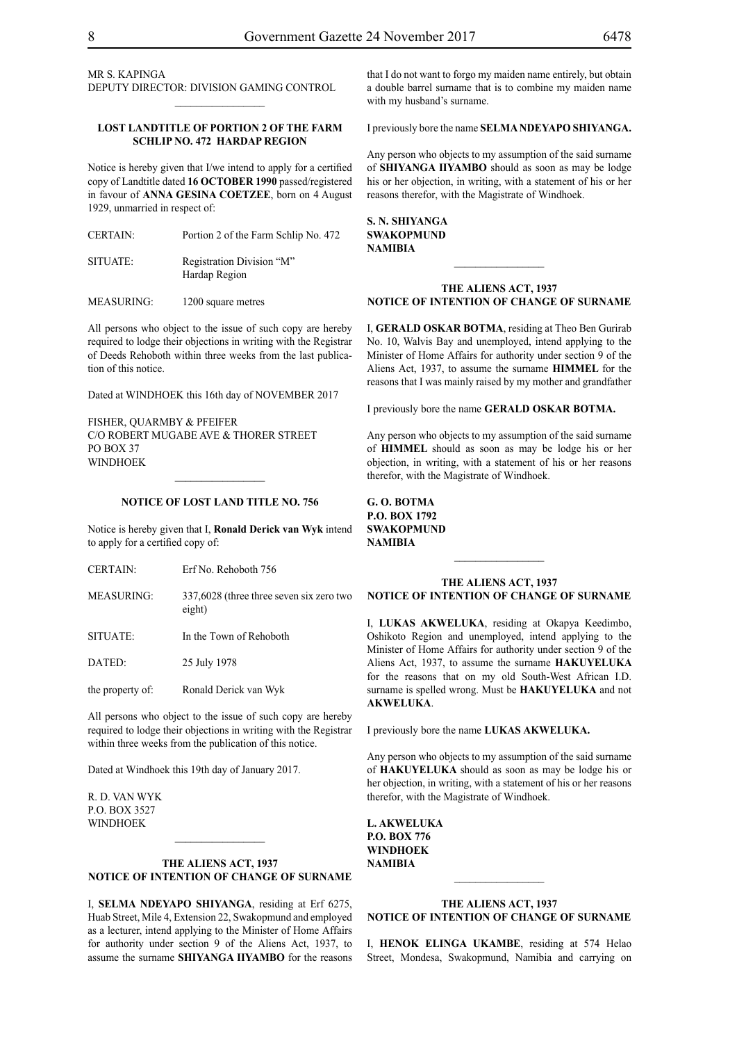MR S. KAPINGA
DEPUTY DIRECTOR: DIVISION GAMING CONTROL

________________

**LOST LANDTITLE OF PORTION 2 OF THE FARM SCHLIP NO. 472 HARDAP REGION**

Notice is hereby given that I/we intend to apply for a certified copy of Landtitle dated **16 OCTOBER 1990** passed/registered in favour of **ANNA GESINA COETZEE**, born on 4 August 1929, unmarried in respect of:

| | |
|---|---|
| CERTAIN: | Portion 2 of the Farm Schlip No. 472 |
| SITUATE: | Registration Division "M" Hardap Region |
| MEASURING: | 1200 square metres |

All persons who object to the issue of such copy are hereby required to lodge their objections in writing with the Registrar of Deeds Rehoboth within three weeks from the last publication of this notice.

Dated at WINDHOEK this 16th day of NOVEMBER 2017

FISHER, QUARMBY & PFEIFER
C/O ROBERT MUGABE AVE & THORER STREET
PO BOX 37
WINDHOEK

________________

**NOTICE OF LOST LAND TITLE NO. 756**

Notice is hereby given that I, **Ronald Derick van Wyk** intend to apply for a certified copy of:

| | |
|---|---|
| CERTAIN: | Erf No. Rehoboth 756 |
| MEASURING: | 337,6028 (three three seven six zero two eight) |
| SITUATE: | In the Town of Rehoboth |
| DATED: | 25 July 1978 |
| the property of: | Ronald Derick van Wyk |

All persons who object to the issue of such copy are hereby required to lodge their objections in writing with the Registrar within three weeks from the publication of this notice.

Dated at Windhoek this 19th day of January 2017.

R. D. VAN WYK
P.O. BOX 3527
WINDHOEK

________________

**THE ALIENS ACT, 1937**
**NOTICE OF INTENTION OF CHANGE OF SURNAME**

I, **SELMA NDEYAPO SHIYANGA**, residing at Erf 6275, Huab Street, Mile 4, Extension 22, Swakopmund and employed as a lecturer, intend applying to the Minister of Home Affairs for authority under section 9 of the Aliens Act, 1937, to assume the surname **SHIYANGA IIYAMBO** for the reasons that I do not want to forgo my maiden name entirely, but obtain a double barrel surname that is to combine my maiden name with my husband's surname.

I previously bore the name **SELMA NDEYAPO SHIYANGA.**

Any person who objects to my assumption of the said surname of **SHIYANGA IIYAMBO** should as soon as may be lodge his or her objection, in writing, with a statement of his or her reasons therefor, with the Magistrate of Windhoek.

**S. N. SHIYANGA**
**SWAKOPMUND**
**NAMIBIA**

________________

**THE ALIENS ACT, 1937**
**NOTICE OF INTENTION OF CHANGE OF SURNAME**

I, **GERALD OSKAR BOTMA**, residing at Theo Ben Gurirab No. 10, Walvis Bay and unemployed, intend applying to the Minister of Home Affairs for authority under section 9 of the Aliens Act, 1937, to assume the surname **HIMMEL** for the reasons that I was mainly raised by my mother and grandfather

I previously bore the name **GERALD OSKAR BOTMA.**

Any person who objects to my assumption of the said surname of **HIMMEL** should as soon as may be lodge his or her objection, in writing, with a statement of his or her reasons therefor, with the Magistrate of Windhoek.

**G. O. BOTMA**
**P.O. BOX 1792**
**SWAKOPMUND**
**NAMIBIA**

________________

**THE ALIENS ACT, 1937**
**NOTICE OF INTENTION OF CHANGE OF SURNAME**

I, **LUKAS AKWELUKA**, residing at Okapya Keedimbo, Oshikoto Region and unemployed, intend applying to the Minister of Home Affairs for authority under section 9 of the Aliens Act, 1937, to assume the surname **HAKUYELUKA** for the reasons that on my old South-West African I.D. surname is spelled wrong. Must be **HAKUYELUKA** and not **AKWELUKA**.

I previously bore the name **LUKAS AKWELUKA.**

Any person who objects to my assumption of the said surname of **HAKUYELUKA** should as soon as may be lodge his or her objection, in writing, with a statement of his or her reasons therefor, with the Magistrate of Windhoek.

**L. AKWELUKA**
**P.O. BOX 776**
**WINDHOEK**
**NAMIBIA**

________________

**THE ALIENS ACT, 1937**
**NOTICE OF INTENTION OF CHANGE OF SURNAME**

I, **HENOK ELINGA UKAMBE**, residing at 574 Helao Street, Mondesa, Swakopmund, Namibia and carrying on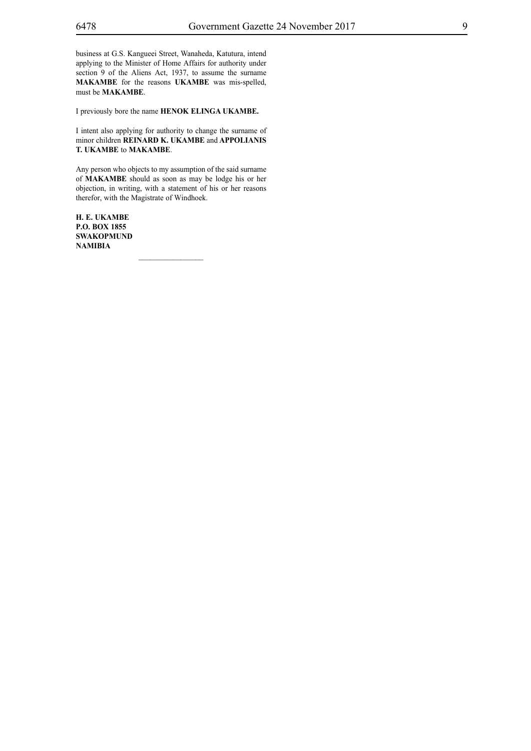business at G.S. Kangueei Street, Wanaheda, Katutura, intend applying to the Minister of Home Affairs for authority under section 9 of the Aliens Act, 1937, to assume the surname **MAKAMBE** for the reasons **UKAMBE** was mis-spelled, must be **MAKAMBE**.

I previously bore the name **HENOK ELINGA UKAMBE.**

I intent also applying for authority to change the surname of minor children **REINARD K. UKAMBE** and **APPOLIANIS T. UKAMBE** to **MAKAMBE**.

Any person who objects to my assumption of the said surname of **MAKAMBE** should as soon as may be lodge his or her objection, in writing, with a statement of his or her reasons therefor, with the Magistrate of Windhoek.

**H. E. UKAMBE**
**P.O. BOX 1855**
**SWAKOPMUND**
**NAMIBIA**

---